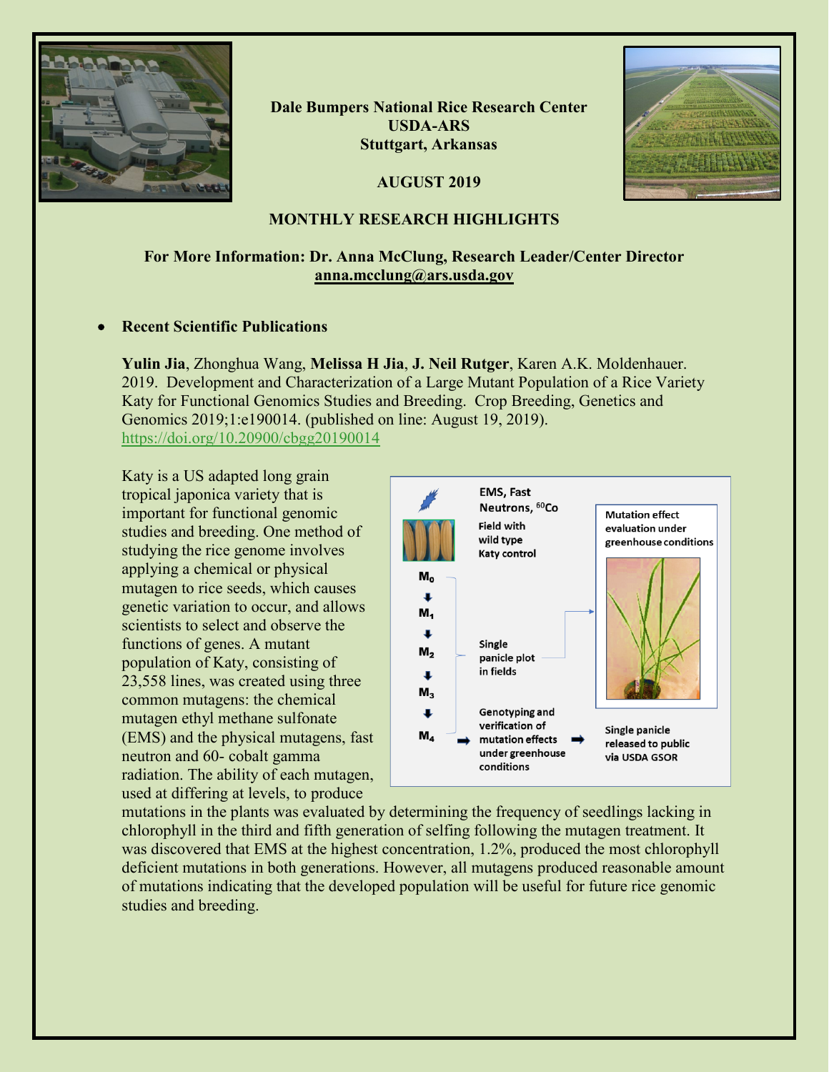**Dale Bumpers National Rice Research Center**
**USDA-ARS**
**Stuttgart, Arkansas**

**AUGUST 2019**

## MONTHLY RESEARCH HIGHLIGHTS

**For More Information: Dr. Anna McClung, Research Leader/Center Director**
**anna.mcclung@ars.usda.gov**

- **Recent Scientific Publications**

**Yulin Jia**, Zhonghua Wang, **Melissa H Jia**, **J. Neil Rutger**, Karen A.K. Moldenhauer. 2019. Development and Characterization of a Large Mutant Population of a Rice Variety Katy for Functional Genomics Studies and Breeding. Crop Breeding, Genetics and Genomics 2019;1:e190014. (published on line: August 19, 2019). https://doi.org/10.20900/cbgg20190014

Katy is a US adapted long grain tropical japonica variety that is important for functional genomic studies and breeding. One method of studying the rice genome involves applying a chemical or physical mutagen to rice seeds, which causes genetic variation to occur, and allows scientists to select and observe the functions of genes. A mutant population of Katy, consisting of 23,558 lines, was created using three common mutagens: the chemical mutagen ethyl methane sulfonate (EMS) and the physical mutagens, fast neutron and 60- cobalt gamma radiation. The ability of each mutagen, used at differing at levels, to produce mutations in the plants was evaluated by determining the frequency of seedlings lacking in chlorophyll in the third and fifth generation of selfing following the mutagen treatment. It was discovered that EMS at the highest concentration, 1.2%, produced the most chlorophyll deficient mutations in both generations. However, all mutagens produced reasonable amount of mutations indicating that the developed population will be useful for future rice genomic studies and breeding.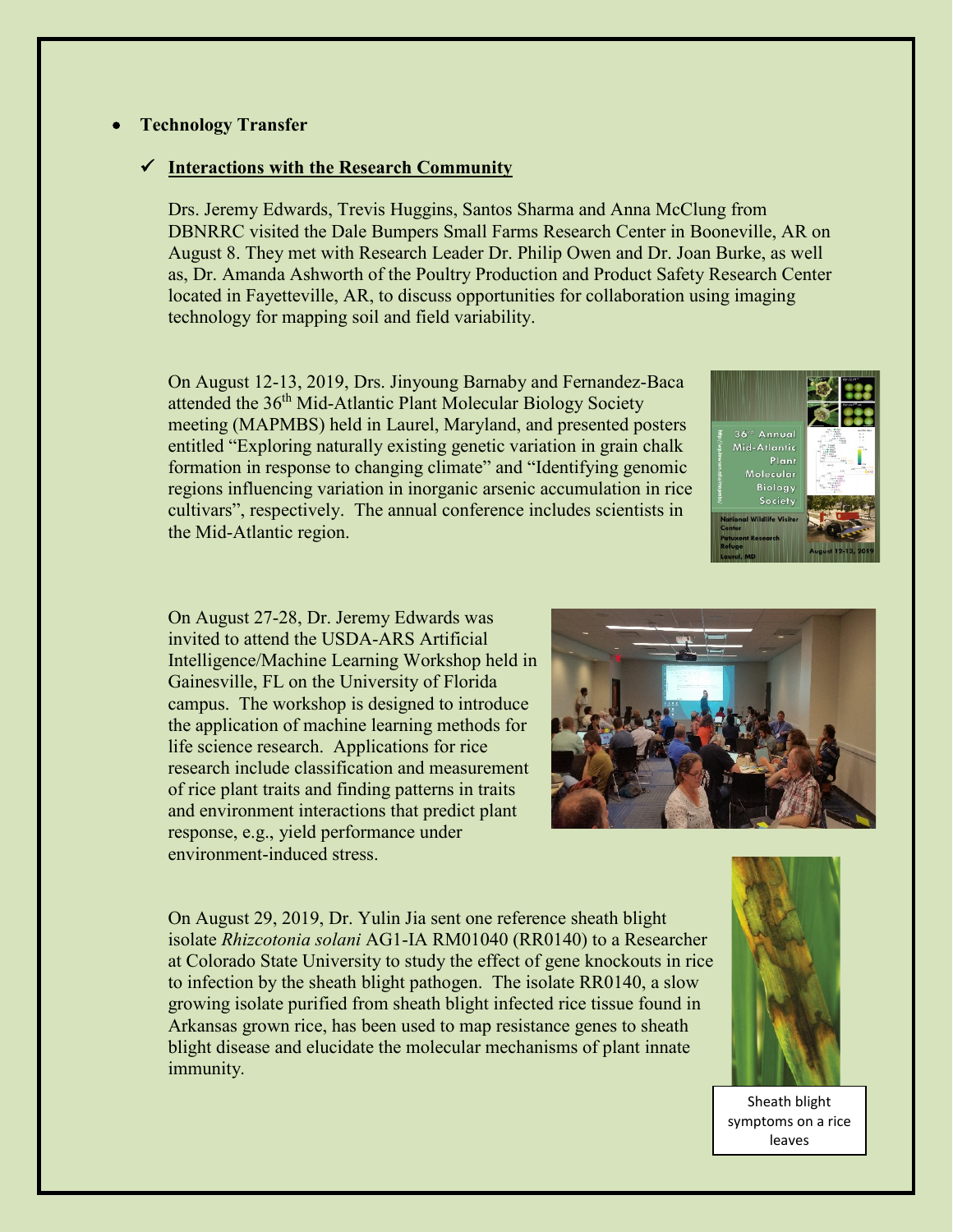- **Technology Transfer**

  - ✓ **Interactions with the Research Community**

Drs. Jeremy Edwards, Trevis Huggins, Santos Sharma and Anna McClung from DBNRRC visited the Dale Bumpers Small Farms Research Center in Booneville, AR on August 8. They met with Research Leader Dr. Philip Owen and Dr. Joan Burke, as well as, Dr. Amanda Ashworth of the Poultry Production and Product Safety Research Center located in Fayetteville, AR, to discuss opportunities for collaboration using imaging technology for mapping soil and field variability.

On August 12-13, 2019, Drs. Jinyoung Barnaby and Fernandez-Baca attended the 36th Mid-Atlantic Plant Molecular Biology Society meeting (MAPMBS) held in Laurel, Maryland, and presented posters entitled "Exploring naturally existing genetic variation in grain chalk formation in response to changing climate" and "Identifying genomic regions influencing variation in inorganic arsenic accumulation in rice cultivars", respectively. The annual conference includes scientists in the Mid-Atlantic region.

On August 27-28, Dr. Jeremy Edwards was invited to attend the USDA-ARS Artificial Intelligence/Machine Learning Workshop held in Gainesville, FL on the University of Florida campus. The workshop is designed to introduce the application of machine learning methods for life science research. Applications for rice research include classification and measurement of rice plant traits and finding patterns in traits and environment interactions that predict plant response, e.g., yield performance under environment-induced stress.

On August 29, 2019, Dr. Yulin Jia sent one reference sheath blight isolate *Rhizcotonia solani* AG1-IA RM01040 (RR0140) to a Researcher at Colorado State University to study the effect of gene knockouts in rice to infection by the sheath blight pathogen. The isolate RR0140, a slow growing isolate purified from sheath blight infected rice tissue found in Arkansas grown rice, has been used to map resistance genes to sheath blight disease and elucidate the molecular mechanisms of plant innate immunity.

Sheath blight symptoms on a rice leaves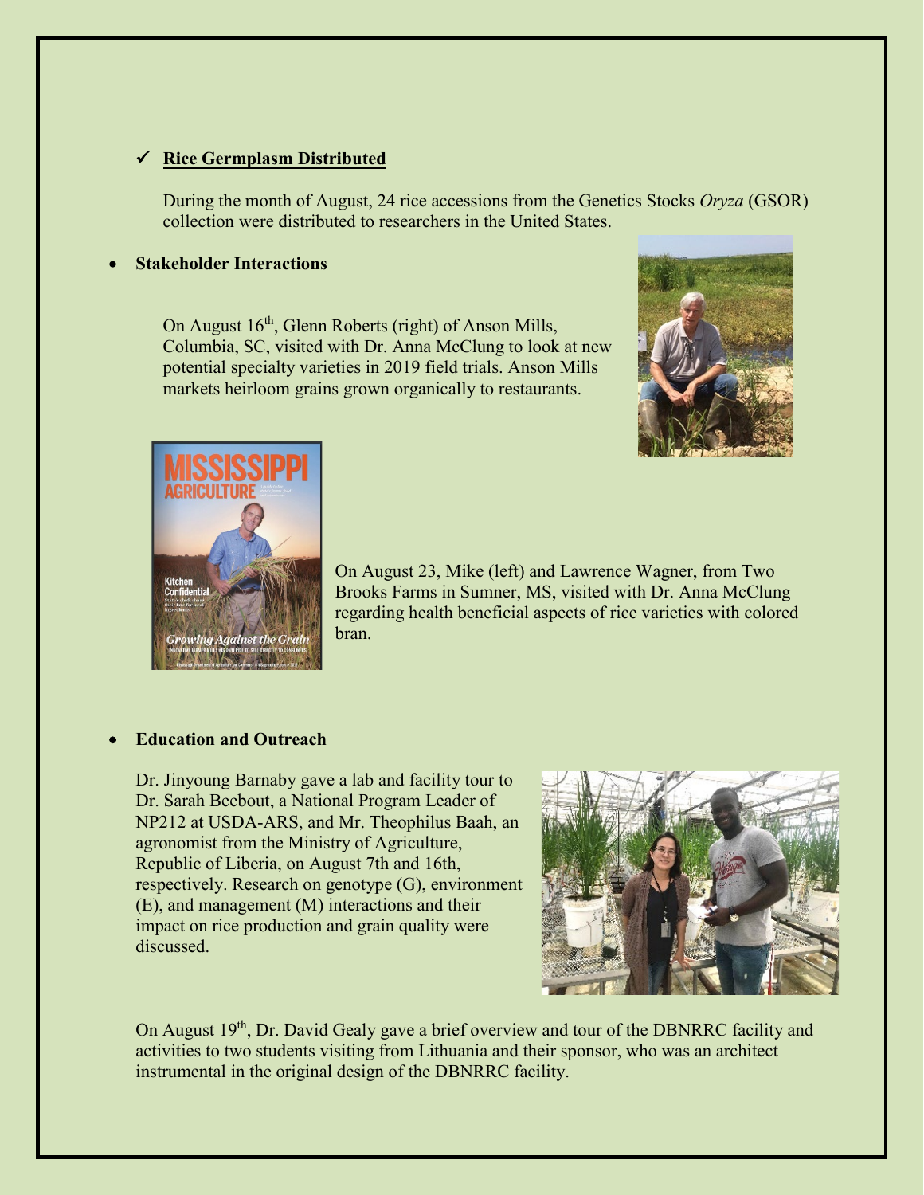- ✓ **Rice Germplasm Distributed**

  During the month of August, 24 rice accessions from the Genetics Stocks *Oryza* (GSOR) collection were distributed to researchers in the United States.

- **Stakeholder Interactions**

  On August 16th, Glenn Roberts (right) of Anson Mills, Columbia, SC, visited with Dr. Anna McClung to look at new potential specialty varieties in 2019 field trials. Anson Mills markets heirloom grains grown organically to restaurants.

  On August 23, Mike (left) and Lawrence Wagner, from Two Brooks Farms in Sumner, MS, visited with Dr. Anna McClung regarding health beneficial aspects of rice varieties with colored bran.

- **Education and Outreach**

  Dr. Jinyoung Barnaby gave a lab and facility tour to Dr. Sarah Beebout, a National Program Leader of NP212 at USDA-ARS, and Mr. Theophilus Baah, an agronomist from the Ministry of Agriculture, Republic of Liberia, on August 7th and 16th, respectively. Research on genotype (G), environment (E), and management (M) interactions and their impact on rice production and grain quality were discussed.

  On August 19th, Dr. David Gealy gave a brief overview and tour of the DBNRRC facility and activities to two students visiting from Lithuania and their sponsor, who was an architect instrumental in the original design of the DBNRRC facility.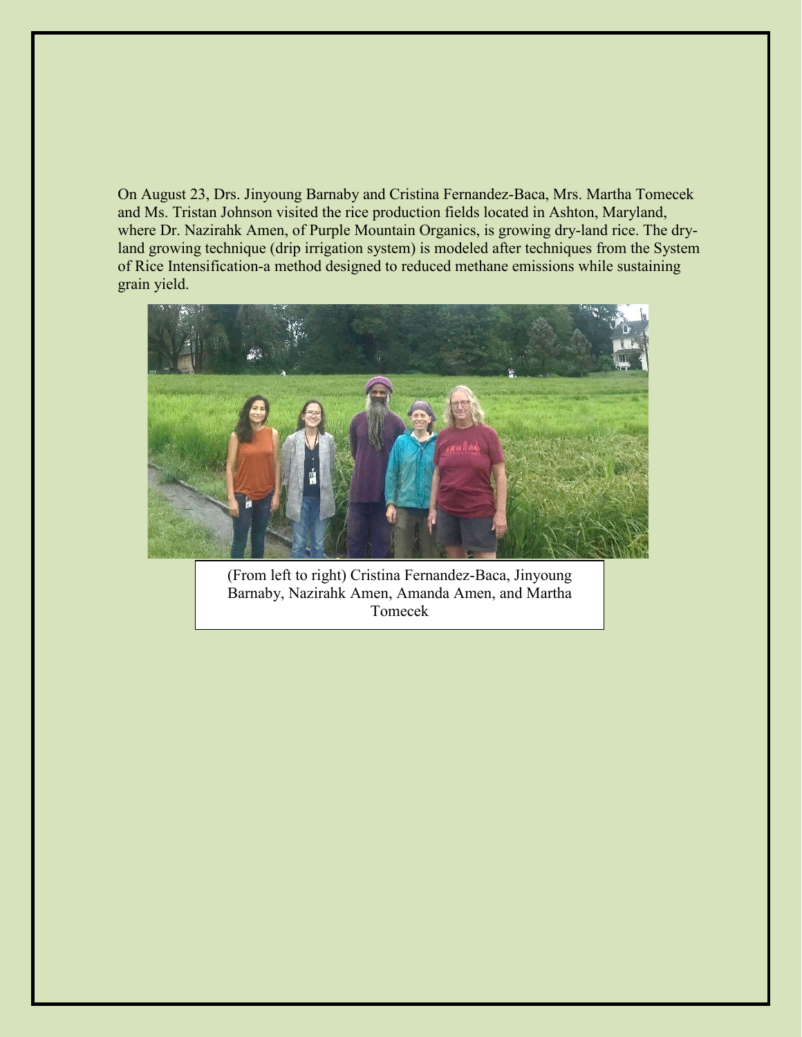On August 23, Drs. Jinyoung Barnaby and Cristina Fernandez-Baca, Mrs. Martha Tomecek and Ms. Tristan Johnson visited the rice production fields located in Ashton, Maryland, where Dr. Nazirahk Amen, of Purple Mountain Organics, is growing dry-land rice. The dry-land growing technique (drip irrigation system) is modeled after techniques from the System of Rice Intensification-a method designed to reduced methane emissions while sustaining grain yield.

(From left to right) Cristina Fernandez-Baca, Jinyoung Barnaby, Nazirahk Amen, Amanda Amen, and Martha Tomecek